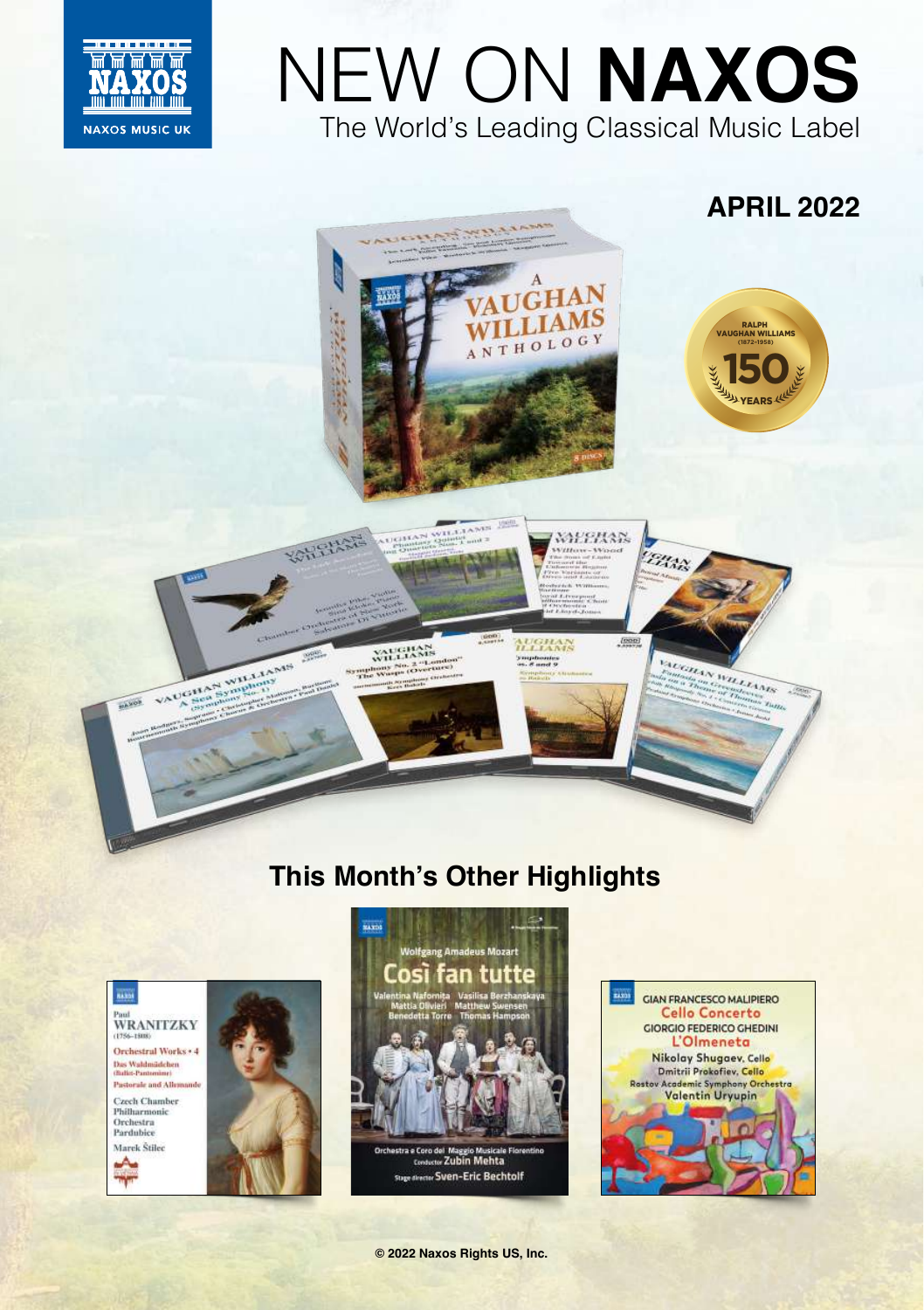# NEW ON **NAXOS**

The World's Leading Classical Music Label

## APRIL 2022

## This Month's Other Highlights

© 2022 Naxos Rights US, Inc.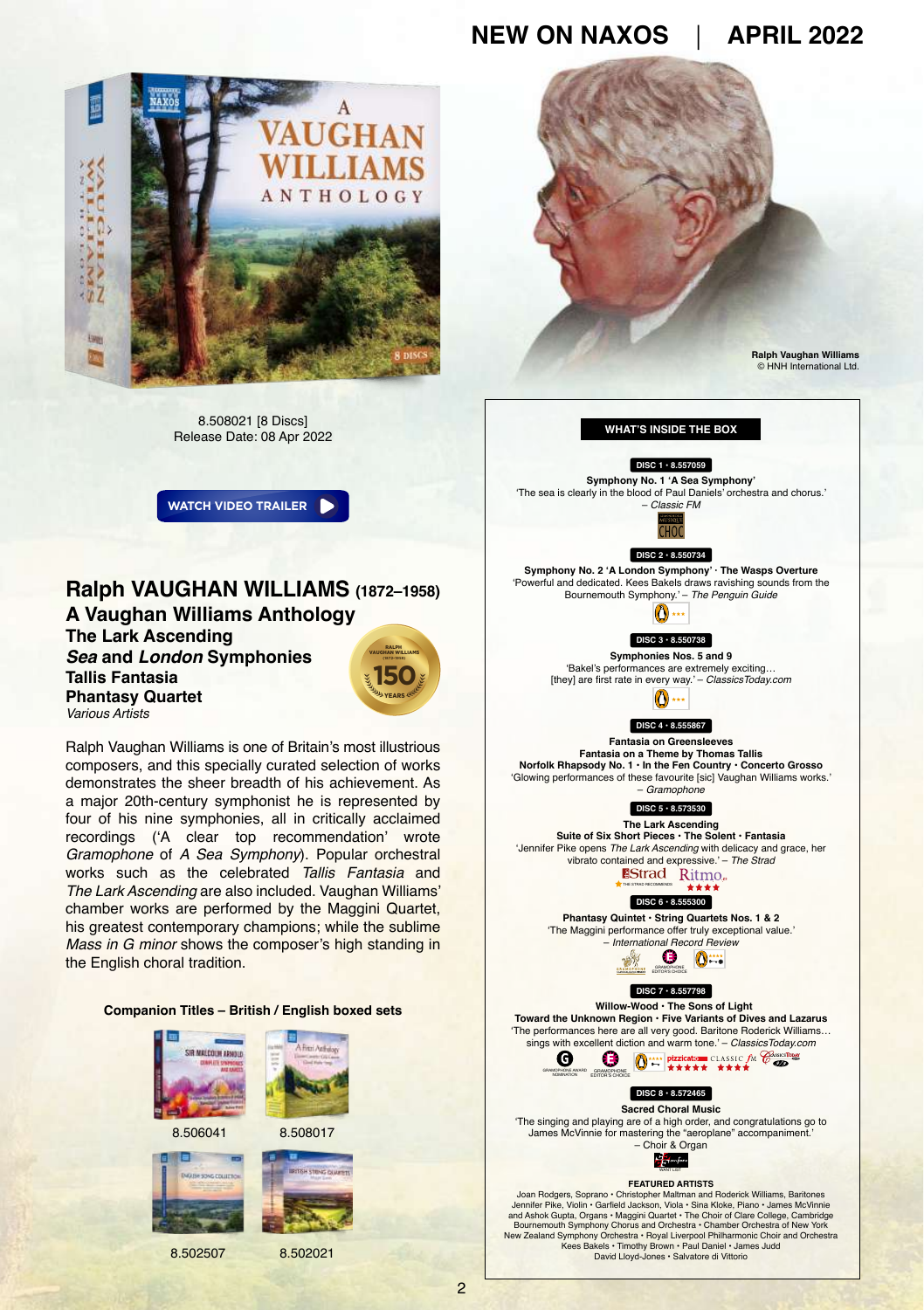8.508021 [8 Discs]
Release Date: 08 Apr 2022

WATCH VIDEO TRAILER

# Ralph VAUGHAN WILLIAMS (1872–1958)

## A Vaughan Williams Anthology

**The Lark Ascending**
***Sea* and *London* Symphonies**
**Tallis Fantasia**
**Phantasy Quartet**
*Various Artists*

Ralph Vaughan Williams is one of Britain's most illustrious composers, and this specially curated selection of works demonstrates the sheer breadth of his achievement. As a major 20th-century symphonist he is represented by four of his nine symphonies, all in critically acclaimed recordings ('A clear top recommendation' wrote *Gramophone* of *A Sea Symphony*). Popular orchestral works such as the celebrated *Tallis Fantasia* and *The Lark Ascending* are also included. Vaughan Williams' chamber works are performed by the Maggini Quartet, his greatest contemporary champions; while the sublime *Mass in G minor* shows the composer's high standing in the English choral tradition.

**Companion Titles – British / English boxed sets**

8.506041 | 8.508017

8.502507 | 8.502021

Ralph Vaughan Williams
© HNH International Ltd.

### WHAT'S INSIDE THE BOX

**DISC 1 • 8.557059**
**Symphony No. 1 'A Sea Symphony'**
'The sea is clearly in the blood of Paul Daniels' orchestra and chorus.' – *Classic FM*

**DISC 2 • 8.550734**
**Symphony No. 2 'A London Symphony' · The Wasps Overture**
'Powerful and dedicated. Kees Bakels draws ravishing sounds from the Bournemouth Symphony.' – *The Penguin Guide*

**DISC 3 • 8.550738**
**Symphonies Nos. 5 and 9**
'Bakel's performances are extremely exciting… [they] are first rate in every way.' – *ClassicsToday.com*

**DISC 4 • 8.555867**
**Fantasia on Greensleeves**
**Fantasia on a Theme by Thomas Tallis**
**Norfolk Rhapsody No. 1 · In the Fen Country · Concerto Grosso**
'Glowing performances of these favourite [sic] Vaughan Williams works.' – *Gramophone*

**DISC 5 • 8.573530**
**The Lark Ascending**
**Suite of Six Short Pieces · The Solent · Fantasia**
'Jennifer Pike opens *The Lark Ascending* with delicacy and grace, her vibrato contained and expressive.' – *The Strad*

**DISC 6 • 8.555300**
**Phantasy Quintet · String Quartets Nos. 1 & 2**
'The Maggini performance offer truly exceptional value.' – *International Record Review*

**DISC 7 • 8.557798**
**Willow-Wood · The Sons of Light**
**Toward the Unknown Region · Five Variants of Dives and Lazarus**
'The performances here are all very good. Baritone Roderick Williams… sings with excellent diction and warm tone.' – *ClassicsToday.com*

**DISC 8 • 8.572465**
**Sacred Choral Music**
'The singing and playing are of a high order, and congratulations go to James McVinnie for mastering the "aeroplane" accompaniment.' – Choir & Organ

**FEATURED ARTISTS**
Joan Rodgers, Soprano • Christopher Maltman and Roderick Williams, Baritones
Jennifer Pike, Violin • Garfield Jackson, Viola • Sina Kloke, Piano • James McVinnie and Ashok Gupta, Organs • Maggini Quartet • The Choir of Clare College, Cambridge
Bournemouth Symphony Chorus and Orchestra • Chamber Orchestra of New York
New Zealand Symphony Orchestra • Royal Liverpool Philharmonic Choir and Orchestra
Kees Bakels • Timothy Brown • Paul Daniel • James Judd
David Lloyd-Jones • Salvatore di Vittorio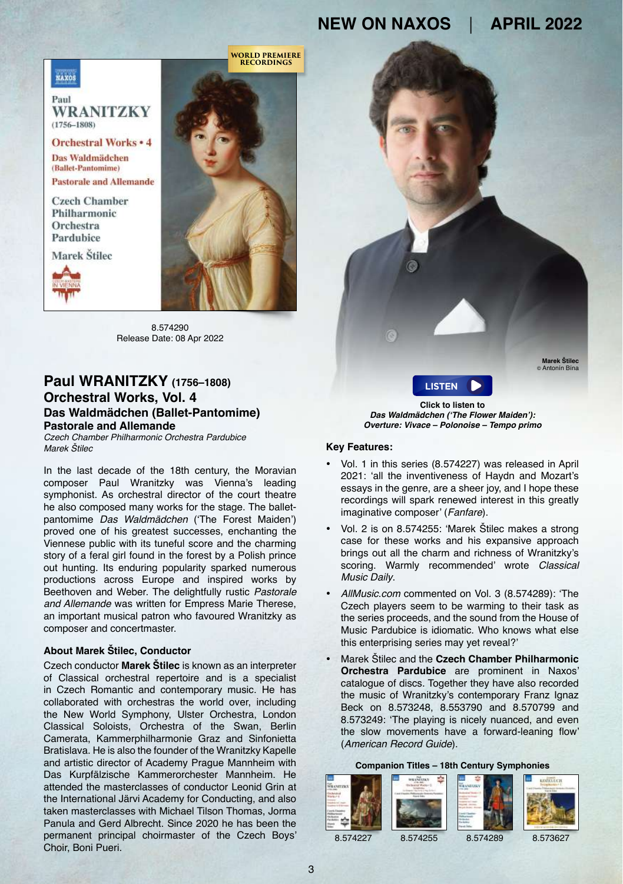8.574290
Release Date: 08 Apr 2022

## Paul WRANITZKY (1756–1808)
## Orchestral Works, Vol. 4
### Das Waldmädchen (Ballet-Pantomime)
### Pastorale and Allemande

*Czech Chamber Philharmonic Orchestra Pardubice*
*Marek Štilec*

In the last decade of the 18th century, the Moravian composer Paul Wranitzky was Vienna's leading symphonist. As orchestral director of the court theatre he also composed many works for the stage. The ballet-pantomime *Das Waldmädchen* ('The Forest Maiden') proved one of his greatest successes, enchanting the Viennese public with its tuneful score and the charming story of a feral girl found in the forest by a Polish prince out hunting. Its enduring popularity sparked numerous productions across Europe and inspired works by Beethoven and Weber. The delightfully rustic *Pastorale and Allemande* was written for Empress Marie Therese, an important musical patron who favoured Wranitzky as composer and concertmaster.

#### About Marek Štilec, Conductor

Czech conductor **Marek Štilec** is known as an interpreter of Classical orchestral repertoire and is a specialist in Czech Romantic and contemporary music. He has collaborated with orchestras the world over, including the New World Symphony, Ulster Orchestra, London Classical Soloists, Orchestra of the Swan, Berlin Camerata, Kammerphilharmonie Graz and Sinfonietta Bratislava. He is also the founder of the Wranitzky Kapelle and artistic director of Academy Prague Mannheim with Das Kurpfälzische Kammerorchester Mannheim. He attended the masterclasses of conductor Leonid Grin at the International Järvi Academy for Conducting, and also taken masterclasses with Michael Tilson Thomas, Jorma Panula and Gerd Albrecht. Since 2020 he has been the permanent principal choirmaster of the Czech Boys' Choir, Boni Pueri.

**Marek Štilec**
© Antonín Bína

LISTEN

**Click to listen to**
***Das Waldmädchen ('The Flower Maiden'):***
***Overture: Vivace – Polonoise – Tempo primo***

#### Key Features:

- Vol. 1 in this series (8.574227) was released in April 2021: 'all the inventiveness of Haydn and Mozart's essays in the genre, are a sheer joy, and I hope these recordings will spark renewed interest in this greatly imaginative composer' (*Fanfare*).
- Vol. 2 is on 8.574255: 'Marek Štilec makes a strong case for these works and his expansive approach brings out all the charm and richness of Wranitzky's scoring. Warmly recommended' wrote *Classical Music Daily*.
- *AllMusic.com* commented on Vol. 3 (8.574289): 'The Czech players seem to be warming to their task as the series proceeds, and the sound from the House of Music Pardubice is idiomatic. Who knows what else this enterprising series may yet reveal?'
- Marek Štilec and the **Czech Chamber Philharmonic Orchestra Pardubice** are prominent in Naxos' catalogue of discs. Together they have also recorded the music of Wranitzky's contemporary Franz Ignaz Beck on 8.573248, 8.553790 and 8.570799 and 8.573249: 'The playing is nicely nuanced, and even the slow movements have a forward-leaning flow' (*American Record Guide*).

**Companion Titles – 18th Century Symphonies**

8.574227 | 8.574255 | 8.574289 | 8.573627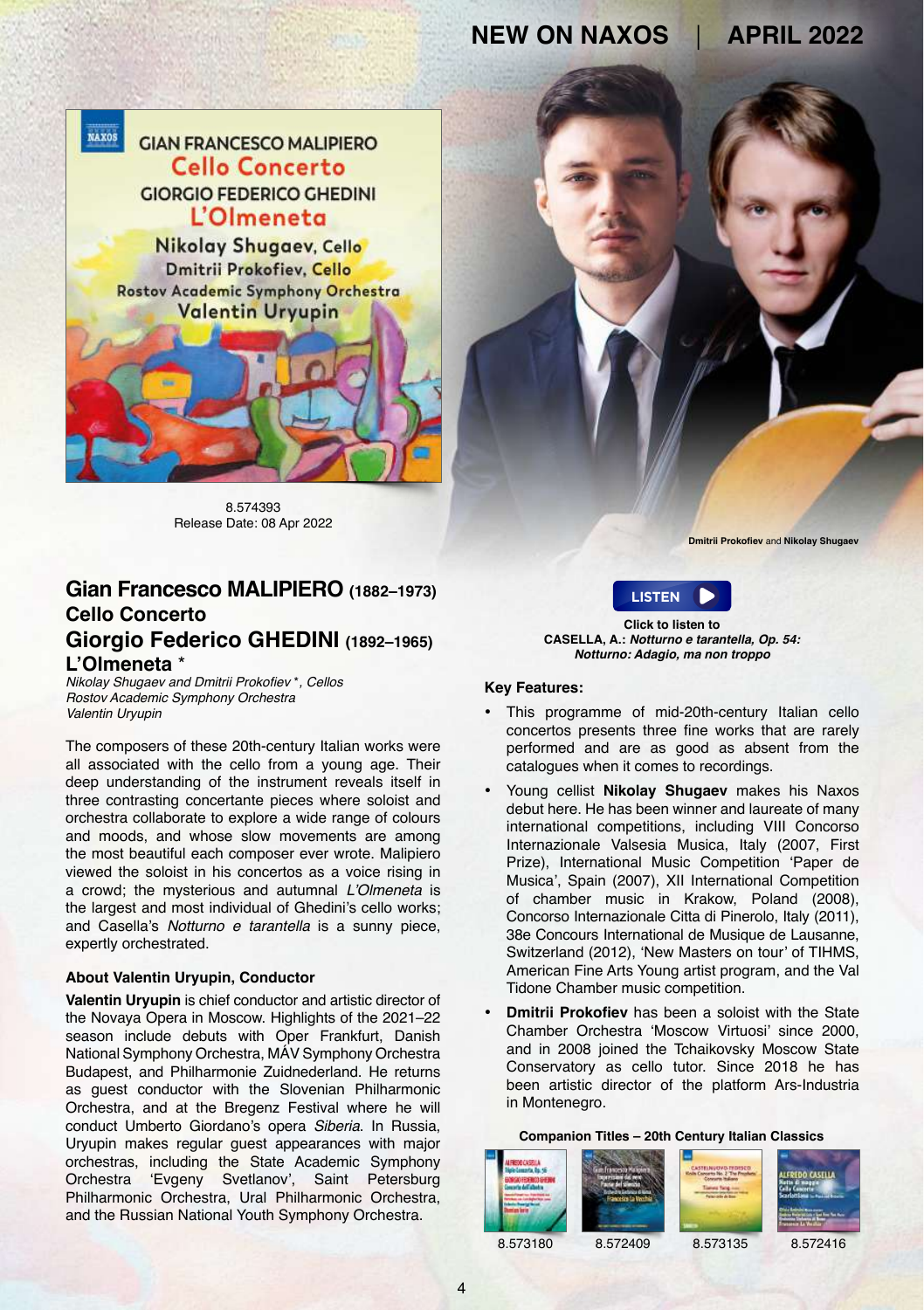8.574393
Release Date: 08 Apr 2022

Dmitrii Prokofiev and Nikolay Shugaev

## Gian Francesco MALIPIERO (1882–1973)
## Cello Concerto
## Giorgio Federico GHEDINI (1892–1965)
## L'Olmeneta *

*Nikolay Shugaev and Dmitrii Prokofiev *, Cellos*
*Rostov Academic Symphony Orchestra*
*Valentin Uryupin*

The composers of these 20th-century Italian works were all associated with the cello from a young age. Their deep understanding of the instrument reveals itself in three contrasting concertante pieces where soloist and orchestra collaborate to explore a wide range of colours and moods, and whose slow movements are among the most beautiful each composer ever wrote. Malipiero viewed the soloist in his concertos as a voice rising in a crowd; the mysterious and autumnal *L'Olmeneta* is the largest and most individual of Ghedini's cello works; and Casella's *Notturno e tarantella* is a sunny piece, expertly orchestrated.

#### About Valentin Uryupin, Conductor

**Valentin Uryupin** is chief conductor and artistic director of the Novaya Opera in Moscow. Highlights of the 2021–22 season include debuts with Oper Frankfurt, Danish National Symphony Orchestra, MÁV Symphony Orchestra Budapest, and Philharmonie Zuidnederland. He returns as guest conductor with the Slovenian Philharmonic Orchestra, and at the Bregenz Festival where he will conduct Umberto Giordano's opera *Siberia*. In Russia, Uryupin makes regular guest appearances with major orchestras, including the State Academic Symphony Orchestra 'Evgeny Svetlanov', Saint Petersburg Philharmonic Orchestra, Ural Philharmonic Orchestra, and the Russian National Youth Symphony Orchestra.

LISTEN

**Click to listen to**
**CASELLA, A.: *Notturno e tarantella, Op. 54: Notturno: Adagio, ma non troppo***

#### Key Features:

- This programme of mid-20th-century Italian cello concertos presents three fine works that are rarely performed and are as good as absent from the catalogues when it comes to recordings.
- Young cellist **Nikolay Shugaev** makes his Naxos debut here. He has been winner and laureate of many international competitions, including VIII Concorso Internazionale Valsesia Musica, Italy (2007, First Prize), International Music Competition 'Paper de Musica', Spain (2007), XII International Competition of chamber music in Krakow, Poland (2008), Concorso Internazionale Citta di Pinerolo, Italy (2011), 38e Concours International de Musique de Lausanne, Switzerland (2012), 'New Masters on tour' of TIHMS, American Fine Arts Young artist program, and the Val Tidone Chamber music competition.
- **Dmitrii Prokofiev** has been a soloist with the State Chamber Orchestra 'Moscow Virtuosi' since 2000, and in 2008 joined the Tchaikovsky Moscow State Conservatory as cello tutor. Since 2018 he has been artistic director of the platform Ars-Industria in Montenegro.

**Companion Titles – 20th Century Italian Classics**

8.573180 | 8.572409 | 8.573135 | 8.572416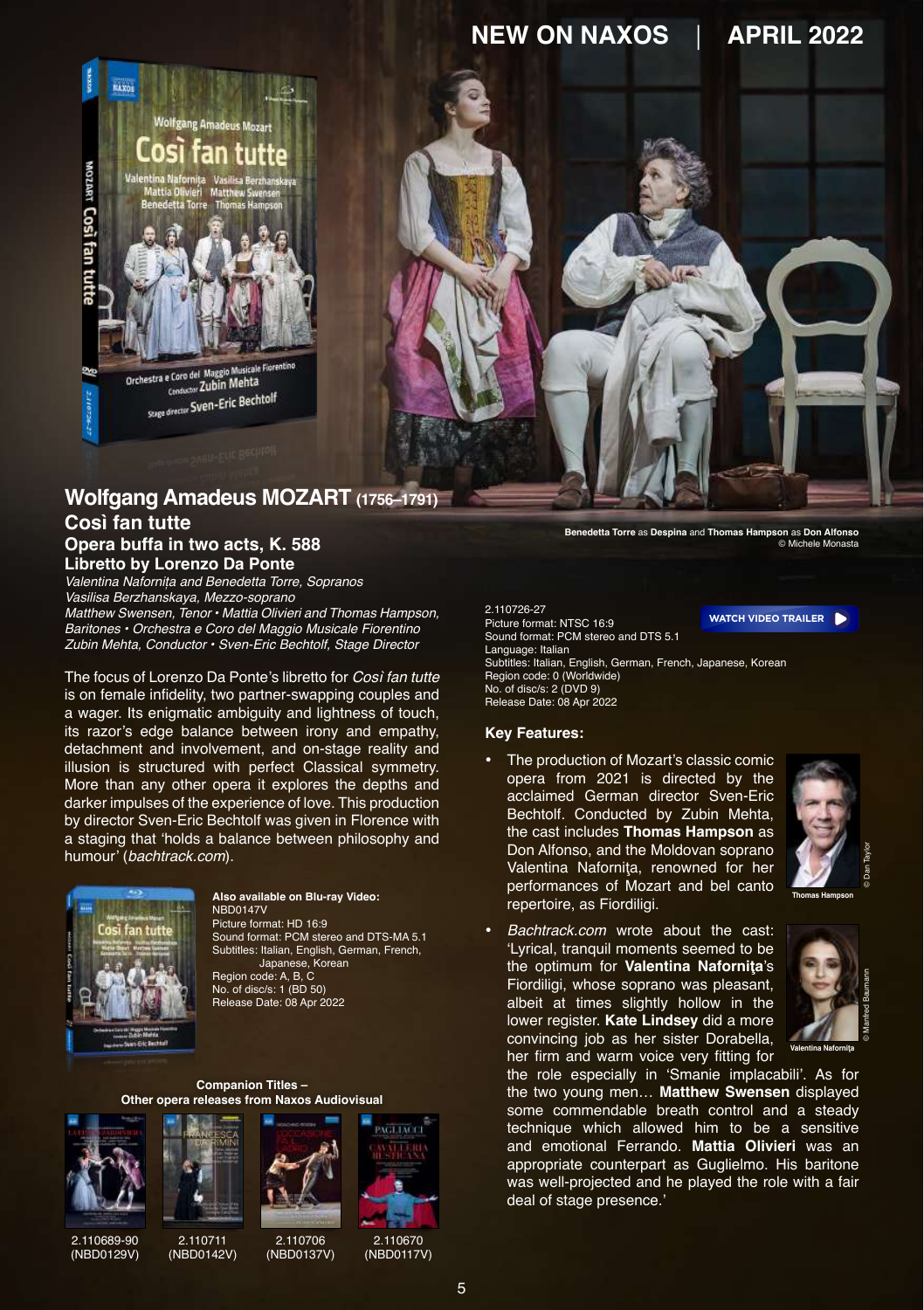# Wolfgang Amadeus MOZART (1756–1791)

## Così fan tutte

### Opera buffa in two acts, K. 588

### Libretto by Lorenzo Da Ponte

*Valentina Naforniţa and Benedetta Torre, Sopranos*
*Vasilisa Berzhanskaya, Mezzo-soprano*
*Matthew Swensen, Tenor • Mattia Olivieri and Thomas Hampson, Baritones • Orchestra e Coro del Maggio Musicale Fiorentino*
*Zubin Mehta, Conductor • Sven-Eric Bechtolf, Stage Director*

The focus of Lorenzo Da Ponte's libretto for *Così fan tutte* is on female infidelity, two partner-swapping couples and a wager. Its enigmatic ambiguity and lightness of touch, its razor's edge balance between irony and empathy, detachment and involvement, and on-stage reality and illusion is structured with perfect Classical symmetry. More than any other opera it explores the depths and darker impulses of the experience of love. This production by director Sven-Eric Bechtolf was given in Florence with a staging that 'holds a balance between philosophy and humour' (*bachtrack.com*).

**Also available on Blu-ray Video:**
NBD0147V
Picture format: HD 16:9
Sound format: PCM stereo and DTS-MA 5.1
Subtitles: Italian, English, German, French, Japanese, Korean
Region code: A, B, C
No. of disc/s: 1 (BD 50)
Release Date: 08 Apr 2022

**Companion Titles – Other opera releases from Naxos Audiovisual**

2.110689-90 (NBD0129V)
2.110711 (NBD0142V)
2.110706 (NBD0137V)
2.110670 (NBD0117V)

**Benedetta Torre** as **Despina** and **Thomas Hampson** as **Don Alfonso**
© Michele Monasta

2.110726-27
Picture format: NTSC 16:9
Sound format: PCM stereo and DTS 5.1
Language: Italian
Subtitles: Italian, English, German, French, Japanese, Korean
Region code: 0 (Worldwide)
No. of disc/s: 2 (DVD 9)
Release Date: 08 Apr 2022

WATCH VIDEO TRAILER

### Key Features:

- The production of Mozart's classic comic opera from 2021 is directed by the acclaimed German director Sven-Eric Bechtolf. Conducted by Zubin Mehta, the cast includes **Thomas Hampson** as Don Alfonso, and the Moldovan soprano Valentina Naforniţa, renowned for her performances of Mozart and bel canto repertoire, as Fiordiligi.
- *Bachtrack.com* wrote about the cast: 'Lyrical, tranquil moments seemed to be the optimum for **Valentina Naforniţa**'s Fiordiligi, whose soprano was pleasant, albeit at times slightly hollow in the lower register. **Kate Lindsey** did a more convincing job as her sister Dorabella, her firm and warm voice very fitting for the role especially in 'Smanie implacabili'. As for the two young men… **Matthew Swensen** displayed some commendable breath control and a steady technique which allowed him to be a sensitive and emotional Ferrando. **Mattia Olivieri** was an appropriate counterpart as Guglielmo. His baritone was well-projected and he played the role with a fair deal of stage presence.'

Thomas Hampson © Dan Taylor

Valentina Naforniţa © Manfred Baumann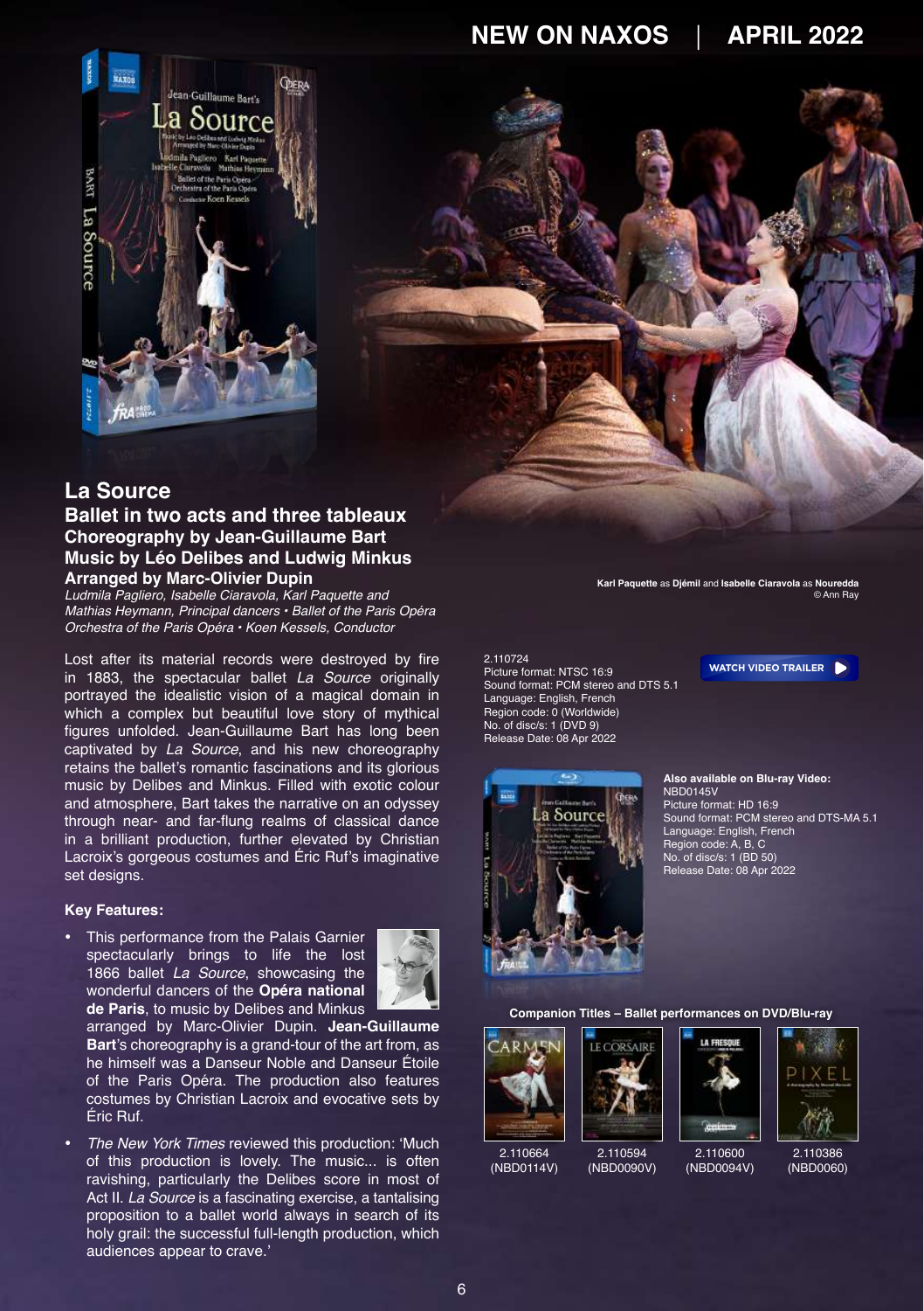# La Source

## Ballet in two acts and three tableaux

### Choreography by Jean-Guillaume Bart
### Music by Léo Delibes and Ludwig Minkus
### Arranged by Marc-Olivier Dupin

*Ludmila Pagliero, Isabelle Ciaravola, Karl Paquette and Mathias Heymann, Principal dancers • Ballet of the Paris Opéra Orchestra of the Paris Opéra • Koen Kessels, Conductor*

**Karl Paquette** as **Djémil** and **Isabelle Ciaravola** as **Nouredda**
© Ann Ray

Lost after its material records were destroyed by fire in 1883, the spectacular ballet *La Source* originally portrayed the idealistic vision of a magical domain in which a complex but beautiful love story of mythical figures unfolded. Jean-Guillaume Bart has long been captivated by *La Source*, and his new choreography retains the ballet's romantic fascinations and its glorious music by Delibes and Minkus. Filled with exotic colour and atmosphere, Bart takes the narrative on an odyssey through near- and far-flung realms of classical dance in a brilliant production, further elevated by Christian Lacroix's gorgeous costumes and Éric Ruf's imaginative set designs.

### Key Features:

- This performance from the Palais Garnier spectacularly brings to life the lost 1866 ballet *La Source*, showcasing the wonderful dancers of the **Opéra national de Paris**, to music by Delibes and Minkus arranged by Marc-Olivier Dupin. **Jean-Guillaume Bart**'s choreography is a grand-tour of the art from, as he himself was a Danseur Noble and Danseur Étoile of the Paris Opéra. The production also features costumes by Christian Lacroix and evocative sets by Éric Ruf.
- *The New York Times* reviewed this production: 'Much of this production is lovely. The music... is often ravishing, particularly the Delibes score in most of Act II. *La Source* is a fascinating exercise, a tantalising proposition to a ballet world always in search of its holy grail: the successful full-length production, which audiences appear to crave.'

2.110724
Picture format: NTSC 16:9
Sound format: PCM stereo and DTS 5.1
Language: English, French
Region code: 0 (Worldwide)
No. of disc/s: 1 (DVD 9)
Release Date: 08 Apr 2022

WATCH VIDEO TRAILER

**Also available on Blu-ray Video:**
NBD0145V
Picture format: HD 16:9
Sound format: PCM stereo and DTS-MA 5.1
Language: English, French
Region code: A, B, C
No. of disc/s: 1 (BD 50)
Release Date: 08 Apr 2022

**Companion Titles – Ballet performances on DVD/Blu-ray**

2.110664 (NBD0114V)

2.110594 (NBD0090V)

2.110600 (NBD0094V)

2.110386 (NBD0060)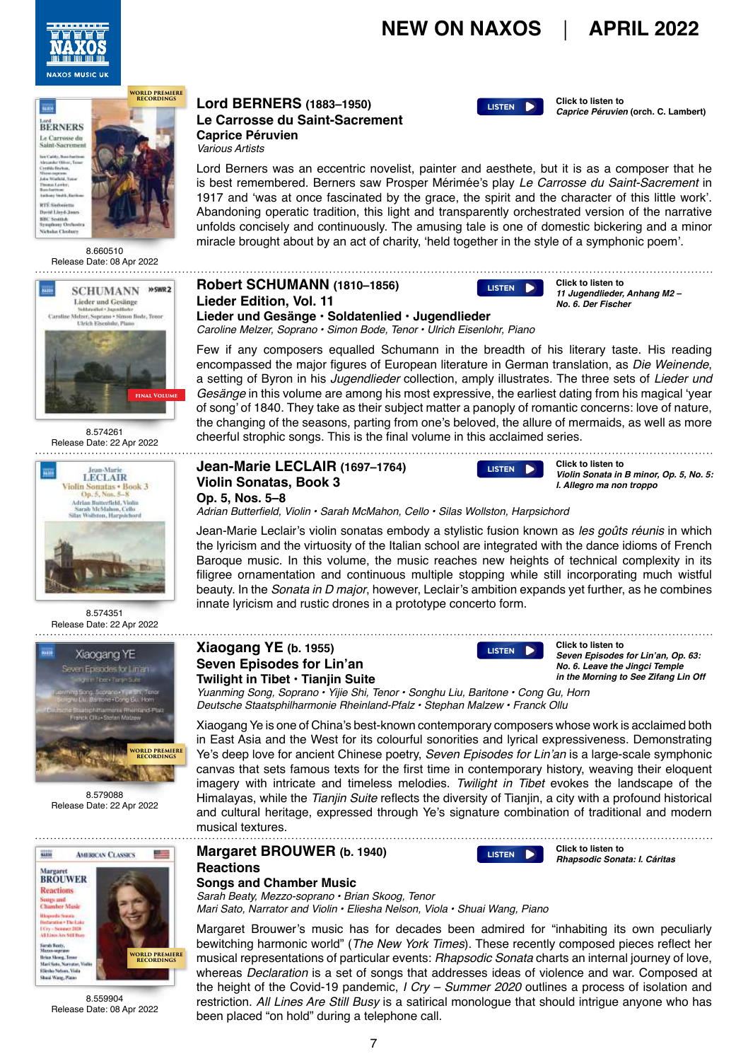## Lord BERNERS (1883–1950)
### Le Carrosse du Saint-Sacrement
### Caprice Péruvien
*Various Artists*

LISTEN — Click to listen to *Caprice Péruvien* (orch. C. Lambert)

Lord Berners was an eccentric novelist, painter and aesthete, but it is as a composer that he is best remembered. Berners saw Prosper Mérimée's play *Le Carrosse du Saint-Sacrement* in 1917 and 'was at once fascinated by the grace, the spirit and the character of this little work'. Abandoning operatic tradition, this light and transparently orchestrated version of the narrative unfolds concisely and continuously. The amusing tale is one of domestic bickering and a minor miracle brought about by an act of charity, 'held together in the style of a symphonic poem'.

8.660510
Release Date: 08 Apr 2022

---

## Robert SCHUMANN (1810–1856)
### Lieder Edition, Vol. 11
### Lieder und Gesänge • Soldatenlied • Jugendlieder
*Caroline Melzer, Soprano • Simon Bode, Tenor • Ulrich Eisenlohr, Piano*

LISTEN — Click to listen to *11 Jugendlieder, Anhang M2 – No. 6. Der Fischer*

Few if any composers equalled Schumann in the breadth of his literary taste. His reading encompassed the major figures of European literature in German translation, as *Die Weinende*, a setting of Byron in his *Jugendlieder* collection, amply illustrates. The three sets of *Lieder und Gesänge* in this volume are among his most expressive, the earliest dating from his magical 'year of song' of 1840. They take as their subject matter a panoply of romantic concerns: love of nature, the changing of the seasons, parting from one's beloved, the allure of mermaids, as well as more cheerful strophic songs. This is the final volume in this acclaimed series.

8.574261
Release Date: 22 Apr 2022

---

## Jean-Marie LECLAIR (1697–1764)
### Violin Sonatas, Book 3
### Op. 5, Nos. 5–8
*Adrian Butterfield, Violin • Sarah McMahon, Cello • Silas Wollston, Harpsichord*

LISTEN — Click to listen to *Violin Sonata in B minor, Op. 5, No. 5: I. Allegro ma non troppo*

Jean-Marie Leclair's violin sonatas embody a stylistic fusion known as *les goûts réunis* in which the lyricism and the virtuosity of the Italian school are integrated with the dance idioms of French Baroque music. In this volume, the music reaches new heights of technical complexity in its filigree ornamentation and continuous multiple stopping while still incorporating much wistful beauty. In the *Sonata in D major*, however, Leclair's ambition expands yet further, as he combines innate lyricism and rustic drones in a prototype concerto form.

8.574351
Release Date: 22 Apr 2022

---

## Xiaogang YE (b. 1955)
### Seven Episodes for Lin'an
### Twilight in Tibet • Tianjin Suite
*Yuanming Song, Soprano • Yijie Shi, Tenor • Songhu Liu, Baritone • Cong Gu, Horn*
*Deutsche Staatsphilharmonie Rheinland-Pfalz • Stephan Malzew • Franck Ollu*

LISTEN — Click to listen to *Seven Episodes for Lin'an, Op. 63: No. 6. Leave the Jingci Temple in the Morning to See Zifang Lin Off*

Xiaogang Ye is one of China's best-known contemporary composers whose work is acclaimed both in East Asia and the West for its colourful sonorities and lyrical expressiveness. Demonstrating Ye's deep love for ancient Chinese poetry, *Seven Episodes for Lin'an* is a large-scale symphonic canvas that sets famous texts for the first time in contemporary history, weaving their eloquent imagery with intricate and timeless melodies. *Twilight in Tibet* evokes the landscape of the Himalayas, while the *Tianjin Suite* reflects the diversity of Tianjin, a city with a profound historical and cultural heritage, expressed through Ye's signature combination of traditional and modern musical textures.

8.579088
Release Date: 22 Apr 2022

---

## Margaret BROUWER (b. 1940)
### Reactions
### Songs and Chamber Music
*Sarah Beaty, Mezzo-soprano • Brian Skoog, Tenor*
*Mari Sato, Narrator and Violin • Eliesha Nelson, Viola • Shuai Wang, Piano*

LISTEN — Click to listen to *Rhapsodic Sonata: I. Cáritas*

Margaret Brouwer's music has for decades been admired for "inhabiting its own peculiarly bewitching harmonic world" (*The New York Times*). These recently composed pieces reflect her musical representations of particular events: *Rhapsodic Sonata* charts an internal journey of love, whereas *Declaration* is a set of songs that addresses ideas of violence and war. Composed at the height of the Covid-19 pandemic, *I Cry – Summer 2020* outlines a process of isolation and restriction. *All Lines Are Still Busy* is a satirical monologue that should intrigue anyone who has been placed "on hold" during a telephone call.

8.559904
Release Date: 08 Apr 2022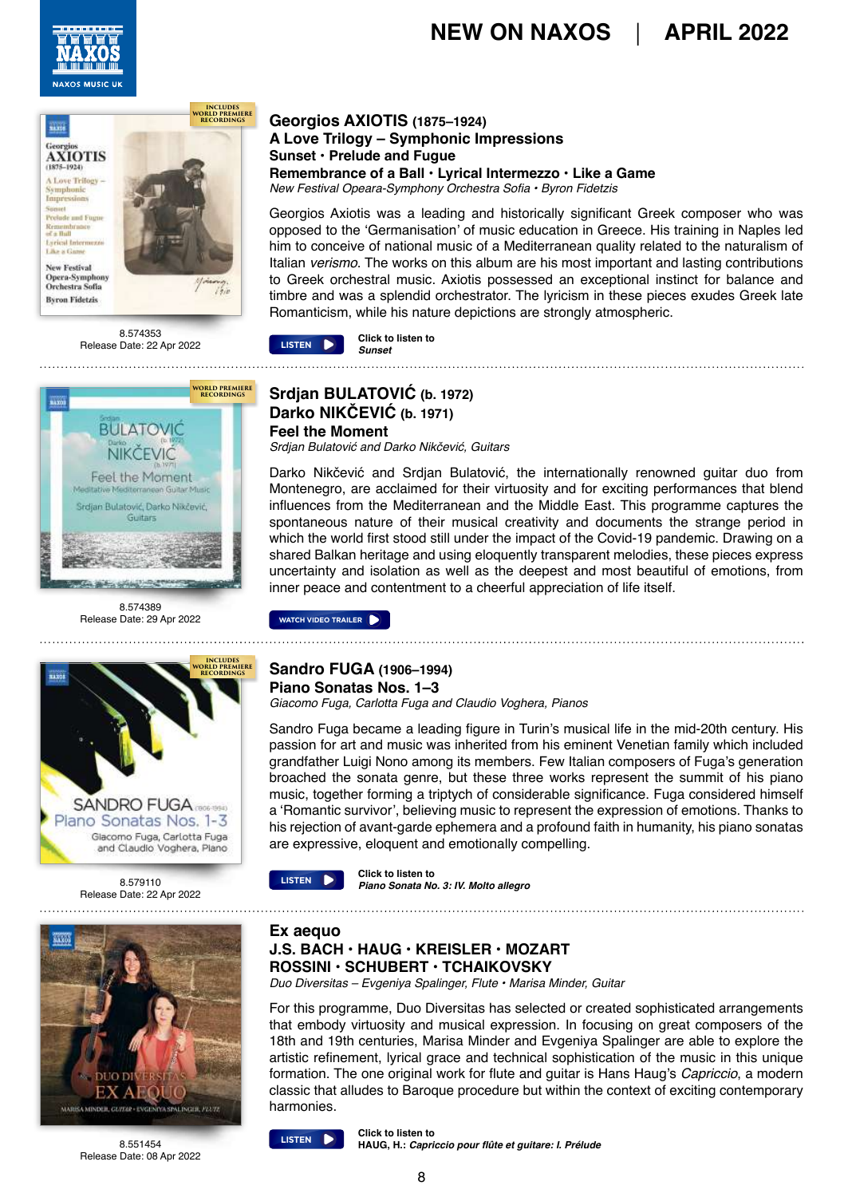# NEW ON NAXOS | APRIL 2022

INCLUDES WORLD PREMIERE RECORDINGS

8.574353
Release Date: 22 Apr 2022

## Georgios AXIOTIS (1875–1924)

**A Love Trilogy – Symphonic Impressions**
**Sunset • Prelude and Fugue**
**Remembrance of a Ball • Lyrical Intermezzo • Like a Game**
*New Festival Opeara-Symphony Orchestra Sofia • Byron Fidetzis*

Georgios Axiotis was a leading and historically significant Greek composer who was opposed to the 'Germanisation' of music education in Greece. His training in Naples led him to conceive of national music of a Mediterranean quality related to the naturalism of Italian *verismo*. The works on this album are his most important and lasting contributions to Greek orchestral music. Axiotis possessed an exceptional instinct for balance and timbre and was a splendid orchestrator. The lyricism in these pieces exudes Greek late Romanticism, while his nature depictions are strongly atmospheric.

LISTEN — **Click to listen to** ***Sunset***

---

WORLD PREMIERE RECORDINGS

8.574389
Release Date: 29 Apr 2022

## Srdjan BULATOVIĆ (b. 1972)
## Darko NIKČEVIĆ (b. 1971)

**Feel the Moment**
*Srdjan Bulatović and Darko Nikčević, Guitars*

Darko Nikčević and Srdjan Bulatović, the internationally renowned guitar duo from Montenegro, are acclaimed for their virtuosity and for exciting performances that blend influences from the Mediterranean and the Middle East. This programme captures the spontaneous nature of their musical creativity and documents the strange period in which the world first stood still under the impact of the Covid-19 pandemic. Drawing on a shared Balkan heritage and using eloquently transparent melodies, these pieces express uncertainty and isolation as well as the deepest and most beautiful of emotions, from inner peace and contentment to a cheerful appreciation of life itself.

WATCH VIDEO TRAILER

---

INCLUDES WORLD PREMIERE RECORDINGS

8.579110
Release Date: 22 Apr 2022

## Sandro FUGA (1906–1994)

**Piano Sonatas Nos. 1–3**
*Giacomo Fuga, Carlotta Fuga and Claudio Voghera, Pianos*

Sandro Fuga became a leading figure in Turin's musical life in the mid-20th century. His passion for art and music was inherited from his eminent Venetian family which included grandfather Luigi Nono among its members. Few Italian composers of Fuga's generation broached the sonata genre, but these three works represent the summit of his piano music, together forming a triptych of considerable significance. Fuga considered himself a 'Romantic survivor', believing music to represent the expression of emotions. Thanks to his rejection of avant-garde ephemera and a profound faith in humanity, his piano sonatas are expressive, eloquent and emotionally compelling.

LISTEN — **Click to listen to** ***Piano Sonata No. 3: IV. Molto allegro***

---

8.551454
Release Date: 08 Apr 2022

## Ex aequo

**J.S. BACH • HAUG • KREISLER • MOZART**
**ROSSINI • SCHUBERT • TCHAIKOVSKY**
*Duo Diversitas – Evgeniya Spalinger, Flute • Marisa Minder, Guitar*

For this programme, Duo Diversitas has selected or created sophisticated arrangements that embody virtuosity and musical expression. In focusing on great composers of the 18th and 19th centuries, Marisa Minder and Evgeniya Spalinger are able to explore the artistic refinement, lyrical grace and technical sophistication of the music in this unique formation. The one original work for flute and guitar is Hans Haug's *Capriccio*, a modern classic that alludes to Baroque procedure but within the context of exciting contemporary harmonies.

LISTEN — **Click to listen to** **HAUG, H.:** ***Capriccio pour flûte et guitare: I. Prélude***